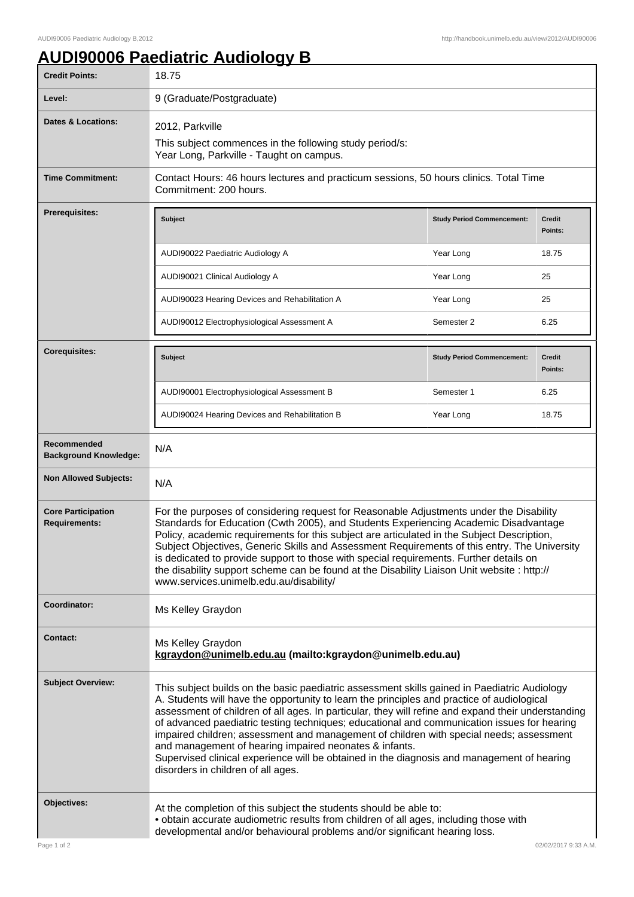# AUDI90006 Paediatric Audiology B

| | |
|---|---|
| **Credit Points:** | 18.75 |
| **Level:** | 9 (Graduate/Postgraduate) |
| **Dates & Locations:** | 2012, Parkville<br>This subject commences in the following study period/s:<br>Year Long, Parkville - Taught on campus. |
| **Time Commitment:** | Contact Hours: 46 hours lectures and practicum sessions, 50 hours clinics. Total Time Commitment: 200 hours. |
| **Prerequisites:** | See table below |
| **Corequisites:** | See table below |
| **Recommended Background Knowledge:** | N/A |
| **Non Allowed Subjects:** | N/A |
| **Core Participation Requirements:** | For the purposes of considering request for Reasonable Adjustments under the Disability Standards for Education (Cwth 2005), and Students Experiencing Academic Disadvantage Policy, academic requirements for this subject are articulated in the Subject Description, Subject Objectives, Generic Skills and Assessment Requirements of this entry. The University is dedicated to provide support to those with special requirements. Further details on the disability support scheme can be found at the Disability Liaison Unit website : http://www.services.unimelb.edu.au/disability/ |
| **Coordinator:** | Ms Kelley Graydon |
| **Contact:** | Ms Kelley Graydon<br>**kgraydon@unimelb.edu.au (mailto:kgraydon@unimelb.edu.au)** |

**Prerequisites:**

| Subject | Study Period Commencement: | Credit Points: |
|---|---|---|
| AUDI90022 Paediatric Audiology A | Year Long | 18.75 |
| AUDI90021 Clinical Audiology A | Year Long | 25 |
| AUDI90023 Hearing Devices and Rehabilitation A | Year Long | 25 |
| AUDI90012 Electrophysiological Assessment A | Semester 2 | 6.25 |

**Corequisites:**

| Subject | Study Period Commencement: | Credit Points: |
|---|---|---|
| AUDI90001 Electrophysiological Assessment B | Semester 1 | 6.25 |
| AUDI90024 Hearing Devices and Rehabilitation B | Year Long | 18.75 |

**Subject Overview:**

This subject builds on the basic paediatric assessment skills gained in Paediatric Audiology A. Students will have the opportunity to learn the principles and practice of audiological assessment of children of all ages. In particular, they will refine and expand their understanding of advanced paediatric testing techniques; educational and communication issues for hearing impaired children; assessment and management of children with special needs; assessment and management of hearing impaired neonates & infants.

Supervised clinical experience will be obtained in the diagnosis and management of hearing disorders in children of all ages.

**Objectives:**

At the completion of this subject the students should be able to:

• obtain accurate audiometric results from children of all ages, including those with developmental and/or behavioural problems and/or significant hearing loss.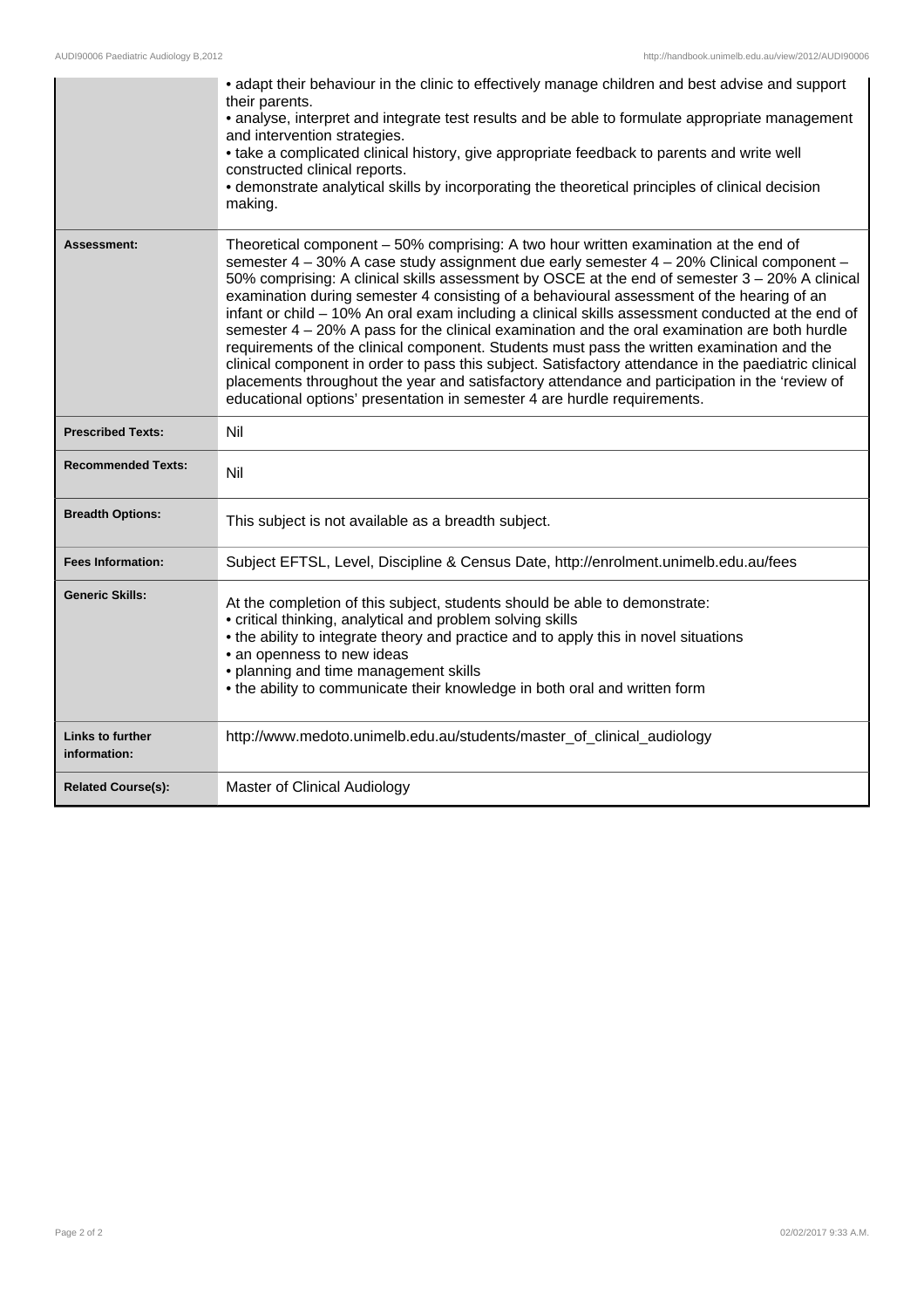| | |
|---|---|
| | • adapt their behaviour in the clinic to effectively manage children and best advise and support their parents.<br>• analyse, interpret and integrate test results and be able to formulate appropriate management and intervention strategies.<br>• take a complicated clinical history, give appropriate feedback to parents and write well constructed clinical reports.<br>• demonstrate analytical skills by incorporating the theoretical principles of clinical decision making. |
| **Assessment:** | Theoretical component – 50% comprising: A two hour written examination at the end of semester 4 – 30% A case study assignment due early semester 4 – 20% Clinical component – 50% comprising: A clinical skills assessment by OSCE at the end of semester 3 – 20% A clinical examination during semester 4 consisting of a behavioural assessment of the hearing of an infant or child – 10% An oral exam including a clinical skills assessment conducted at the end of semester 4 – 20% A pass for the clinical examination and the oral examination are both hurdle requirements of the clinical component. Students must pass the written examination and the clinical component in order to pass this subject. Satisfactory attendance in the paediatric clinical placements throughout the year and satisfactory attendance and participation in the 'review of educational options' presentation in semester 4 are hurdle requirements. |
| **Prescribed Texts:** | Nil |
| **Recommended Texts:** | Nil |
| **Breadth Options:** | This subject is not available as a breadth subject. |
| **Fees Information:** | Subject EFTSL, Level, Discipline & Census Date, http://enrolment.unimelb.edu.au/fees |
| **Generic Skills:** | At the completion of this subject, students should be able to demonstrate:<br>• critical thinking, analytical and problem solving skills<br>• the ability to integrate theory and practice and to apply this in novel situations<br>• an openness to new ideas<br>• planning and time management skills<br>• the ability to communicate their knowledge in both oral and written form |
| **Links to further information:** | http://www.medoto.unimelb.edu.au/students/master_of_clinical_audiology |
| **Related Course(s):** | Master of Clinical Audiology |